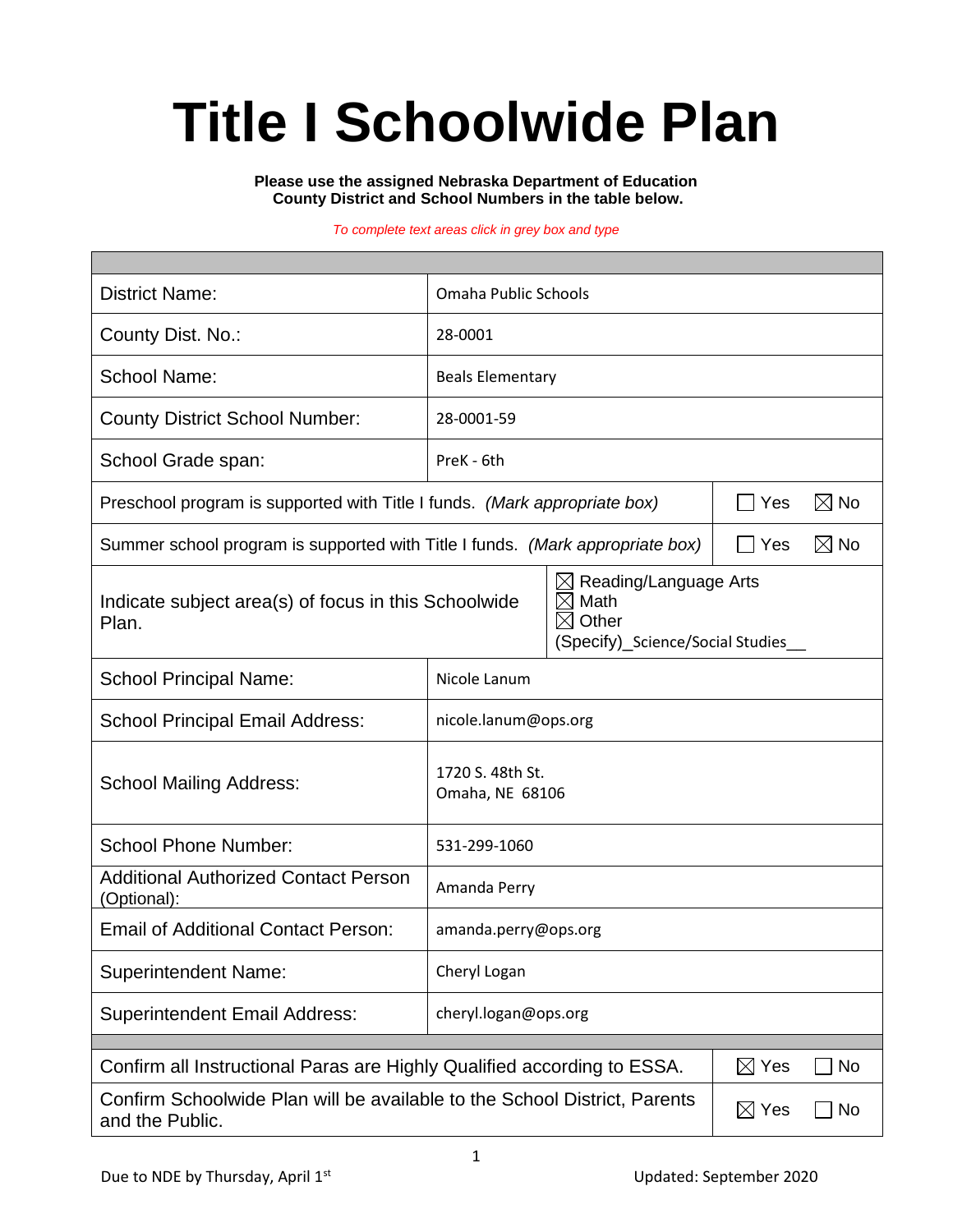# Title I Schoolwide Plan

**Please use the assigned Nebraska Department of Education County District and School Numbers in the table below.**

*To complete text areas click in grey box and type*

| | |
|---|---|
| District Name: | Omaha Public Schools |
| County Dist. No.: | 28-0001 |
| School Name: | Beals Elementary |
| County District School Number: | 28-0001-59 |
| School Grade span: | PreK - 6th |
| Preschool program is supported with Title I funds. *(Mark appropriate box)* | ☐ Yes ☒ No |
| Summer school program is supported with Title I funds. *(Mark appropriate box)* | ☐ Yes ☒ No |
| Indicate subject area(s) of focus in this Schoolwide Plan. | ☒ Reading/Language Arts<br>☒ Math<br>☒ Other<br>(Specify)_Science/Social Studies__ |
| School Principal Name: | Nicole Lanum |
| School Principal Email Address: | nicole.lanum@ops.org |
| School Mailing Address: | 1720 S. 48th St.<br>Omaha, NE 68106 |
| School Phone Number: | 531-299-1060 |
| Additional Authorized Contact Person (Optional): | Amanda Perry |
| Email of Additional Contact Person: | amanda.perry@ops.org |
| Superintendent Name: | Cheryl Logan |
| Superintendent Email Address: | cheryl.logan@ops.org |
| Confirm all Instructional Paras are Highly Qualified according to ESSA. | ☒ Yes ☐ No |
| Confirm Schoolwide Plan will be available to the School District, Parents and the Public. | ☒ Yes ☐ No |

Due to NDE by Thursday, April 1st

Updated: September 2020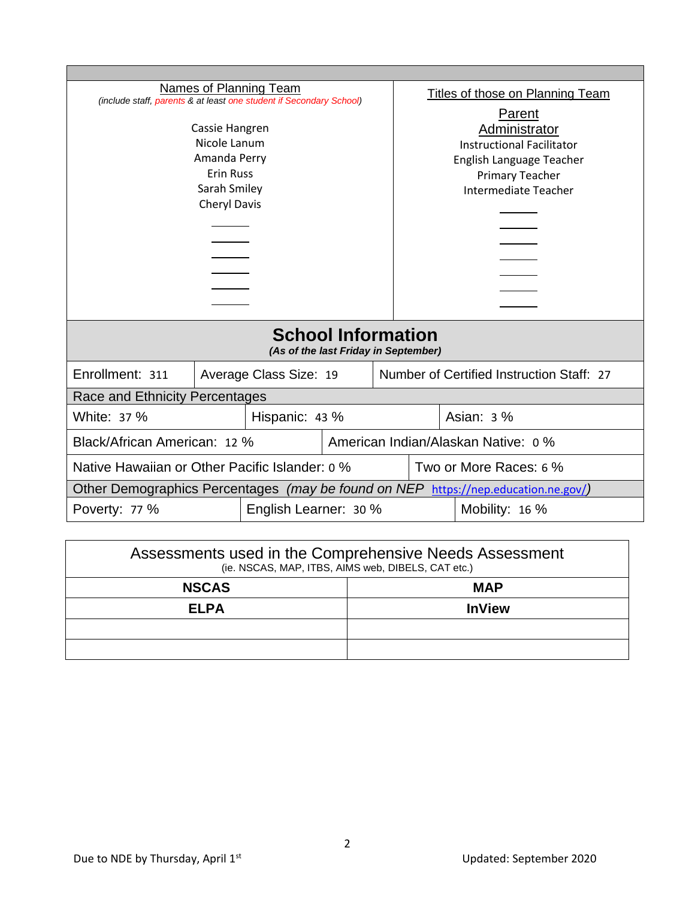| Names of Planning Team (include staff, parents & at least one student if Secondary School) | Titles of those on Planning Team |
|---|---|
| Cassie Hangren | Parent |
| Nicole Lanum | Administrator |
| Amanda Perry | Instructional Facilitator |
| Erin Russ | English Language Teacher |
| Sarah Smiley | Primary Teacher |
| Cheryl Davis | Intermediate Teacher |

## School Information

*(As of the last Friday in September)*

| Enrollment: 311 | Average Class Size: 19 | Number of Certified Instruction Staff: 27 |
|---|---|---|

**Race and Ethnicity Percentages**

| White: 37 % | Hispanic: 43 % | Asian: 3 % |
|---|---|---|
| Black/African American: 12 % | American Indian/Alaskan Native: 0 % | |
| Native Hawaiian or Other Pacific Islander: 0 % | Two or More Races: 6 % | |

**Other Demographics Percentages** *(may be found on NEP https://nep.education.ne.gov/)*

| Poverty: 77 % | English Learner: 30 % | Mobility: 16 % |
|---|---|---|

| Assessments used in the Comprehensive Needs Assessment (ie. NSCAS, MAP, ITBS, AIMS web, DIBELS, CAT etc.) | |
|---|---|
| **NSCAS** | **MAP** |
| **ELPA** | **InView** |
| | |
| | |

Due to NDE by Thursday, April 1st

Updated: September 2020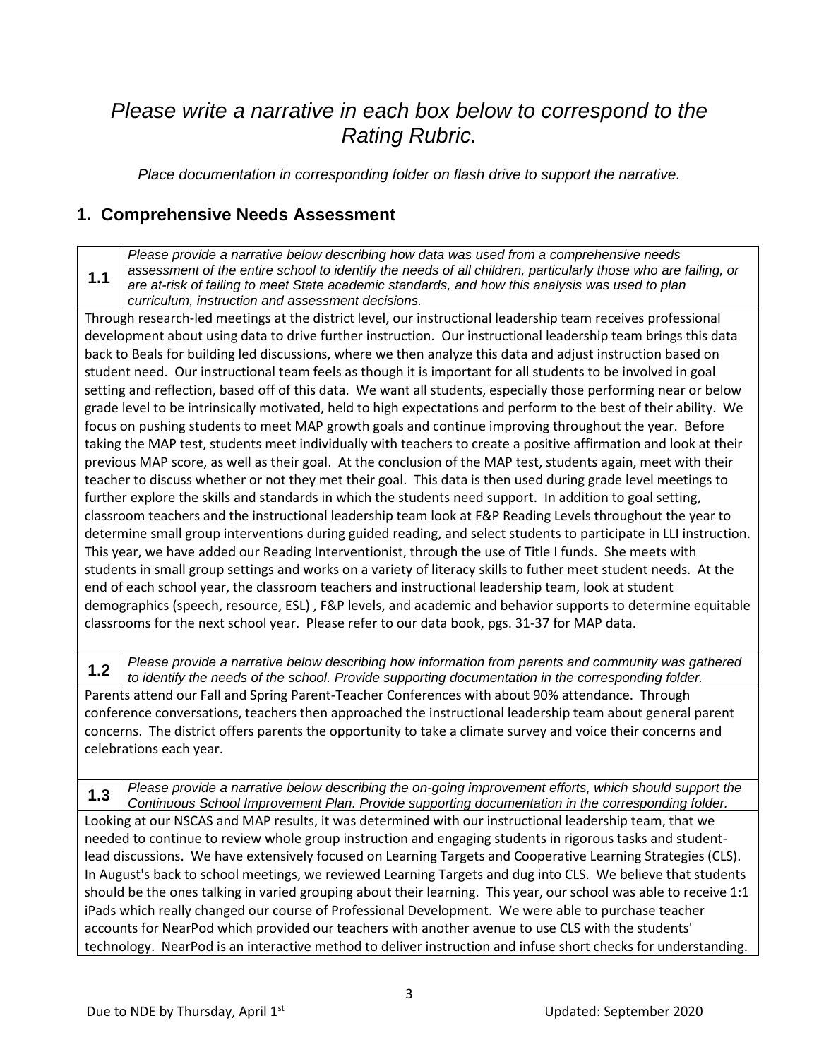*Please write a narrative in each box below to correspond to the Rating Rubric.*

*Place documentation in corresponding folder on flash drive to support the narrative.*

## 1. Comprehensive Needs Assessment

**1.1** *Please provide a narrative below describing how data was used from a comprehensive needs assessment of the entire school to identify the needs of all children, particularly those who are failing, or are at-risk of failing to meet State academic standards, and how this analysis was used to plan curriculum, instruction and assessment decisions.*

Through research-led meetings at the district level, our instructional leadership team receives professional development about using data to drive further instruction. Our instructional leadership team brings this data back to Beals for building led discussions, where we then analyze this data and adjust instruction based on student need. Our instructional team feels as though it is important for all students to be involved in goal setting and reflection, based off of this data. We want all students, especially those performing near or below grade level to be intrinsically motivated, held to high expectations and perform to the best of their ability. We focus on pushing students to meet MAP growth goals and continue improving throughout the year. Before taking the MAP test, students meet individually with teachers to create a positive affirmation and look at their previous MAP score, as well as their goal. At the conclusion of the MAP test, students again, meet with their teacher to discuss whether or not they met their goal. This data is then used during grade level meetings to further explore the skills and standards in which the students need support. In addition to goal setting, classroom teachers and the instructional leadership team look at F&P Reading Levels throughout the year to determine small group interventions during guided reading, and select students to participate in LLI instruction. This year, we have added our Reading Interventionist, through the use of Title I funds. She meets with students in small group settings and works on a variety of literacy skills to futher meet student needs. At the end of each school year, the classroom teachers and instructional leadership team, look at student demographics (speech, resource, ESL) , F&P levels, and academic and behavior supports to determine equitable classrooms for the next school year. Please refer to our data book, pgs. 31-37 for MAP data.

**1.2** *Please provide a narrative below describing how information from parents and community was gathered to identify the needs of the school. Provide supporting documentation in the corresponding folder.*

Parents attend our Fall and Spring Parent-Teacher Conferences with about 90% attendance. Through conference conversations, teachers then approached the instructional leadership team about general parent concerns. The district offers parents the opportunity to take a climate survey and voice their concerns and celebrations each year.

**1.3** *Please provide a narrative below describing the on-going improvement efforts, which should support the Continuous School Improvement Plan. Provide supporting documentation in the corresponding folder.*

Looking at our NSCAS and MAP results, it was determined with our instructional leadership team, that we needed to continue to review whole group instruction and engaging students in rigorous tasks and student-lead discussions. We have extensively focused on Learning Targets and Cooperative Learning Strategies (CLS). In August's back to school meetings, we reviewed Learning Targets and dug into CLS. We believe that students should be the ones talking in varied grouping about their learning. This year, our school was able to receive 1:1 iPads which really changed our course of Professional Development. We were able to purchase teacher accounts for NearPod which provided our teachers with another avenue to use CLS with the students' technology. NearPod is an interactive method to deliver instruction and infuse short checks for understanding.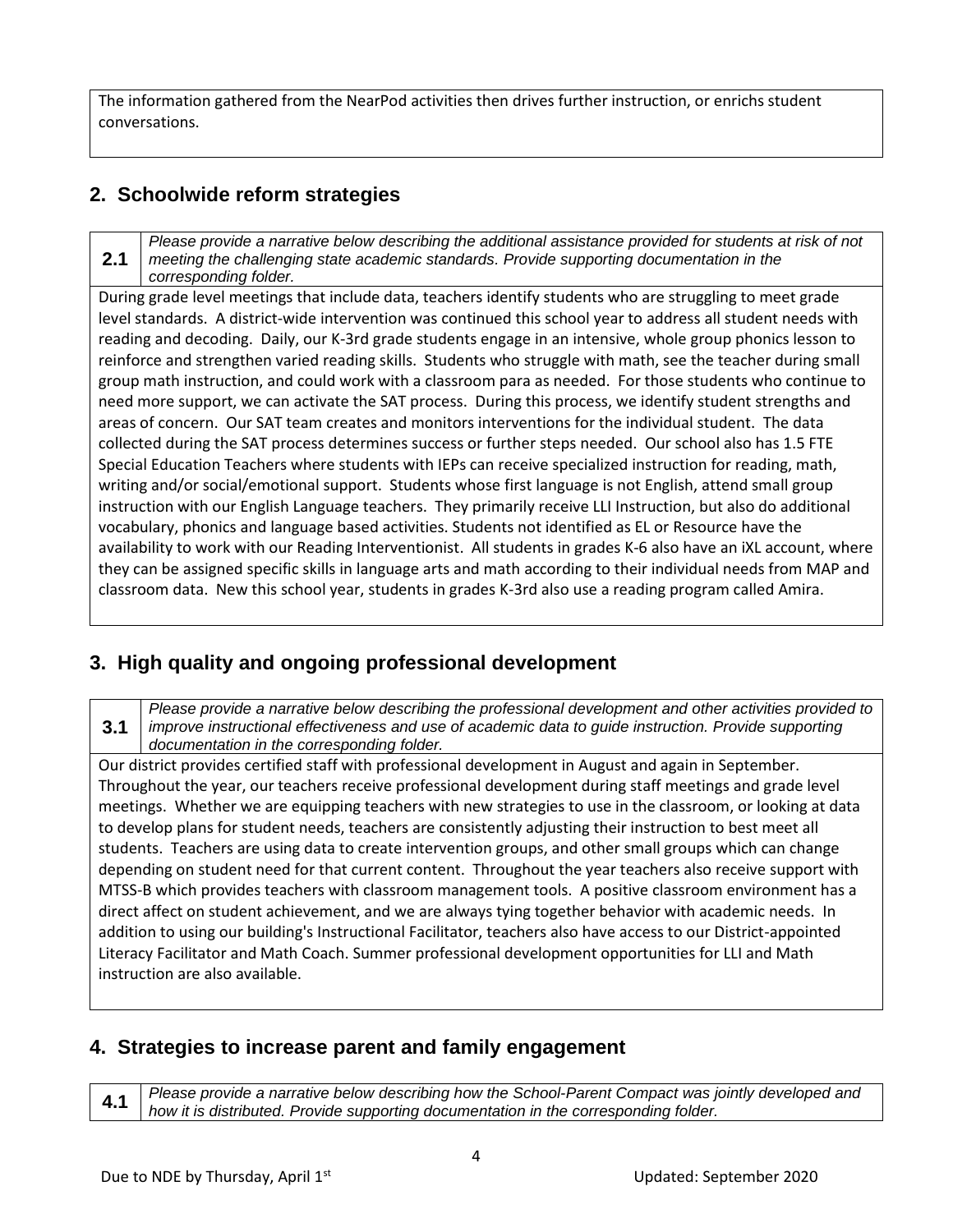The information gathered from the NearPod activities then drives further instruction, or enrichs student conversations.

## 2. Schoolwide reform strategies

**2.1** *Please provide a narrative below describing the additional assistance provided for students at risk of not meeting the challenging state academic standards. Provide supporting documentation in the corresponding folder.*

During grade level meetings that include data, teachers identify students who are struggling to meet grade level standards. A district-wide intervention was continued this school year to address all student needs with reading and decoding. Daily, our K-3rd grade students engage in an intensive, whole group phonics lesson to reinforce and strengthen varied reading skills. Students who struggle with math, see the teacher during small group math instruction, and could work with a classroom para as needed. For those students who continue to need more support, we can activate the SAT process. During this process, we identify student strengths and areas of concern. Our SAT team creates and monitors interventions for the individual student. The data collected during the SAT process determines success or further steps needed. Our school also has 1.5 FTE Special Education Teachers where students with IEPs can receive specialized instruction for reading, math, writing and/or social/emotional support. Students whose first language is not English, attend small group instruction with our English Language teachers. They primarily receive LLI Instruction, but also do additional vocabulary, phonics and language based activities. Students not identified as EL or Resource have the availability to work with our Reading Interventionist. All students in grades K-6 also have an iXL account, where they can be assigned specific skills in language arts and math according to their individual needs from MAP and classroom data. New this school year, students in grades K-3rd also use a reading program called Amira.

## 3. High quality and ongoing professional development

**3.1** *Please provide a narrative below describing the professional development and other activities provided to improve instructional effectiveness and use of academic data to guide instruction. Provide supporting documentation in the corresponding folder.*

Our district provides certified staff with professional development in August and again in September. Throughout the year, our teachers receive professional development during staff meetings and grade level meetings. Whether we are equipping teachers with new strategies to use in the classroom, or looking at data to develop plans for student needs, teachers are consistently adjusting their instruction to best meet all students. Teachers are using data to create intervention groups, and other small groups which can change depending on student need for that current content. Throughout the year teachers also receive support with MTSS-B which provides teachers with classroom management tools. A positive classroom environment has a direct affect on student achievement, and we are always tying together behavior with academic needs. In addition to using our building's Instructional Facilitator, teachers also have access to our District-appointed Literacy Facilitator and Math Coach. Summer professional development opportunities for LLI and Math instruction are also available.

## 4. Strategies to increase parent and family engagement

**4.1** *Please provide a narrative below describing how the School-Parent Compact was jointly developed and how it is distributed. Provide supporting documentation in the corresponding folder.*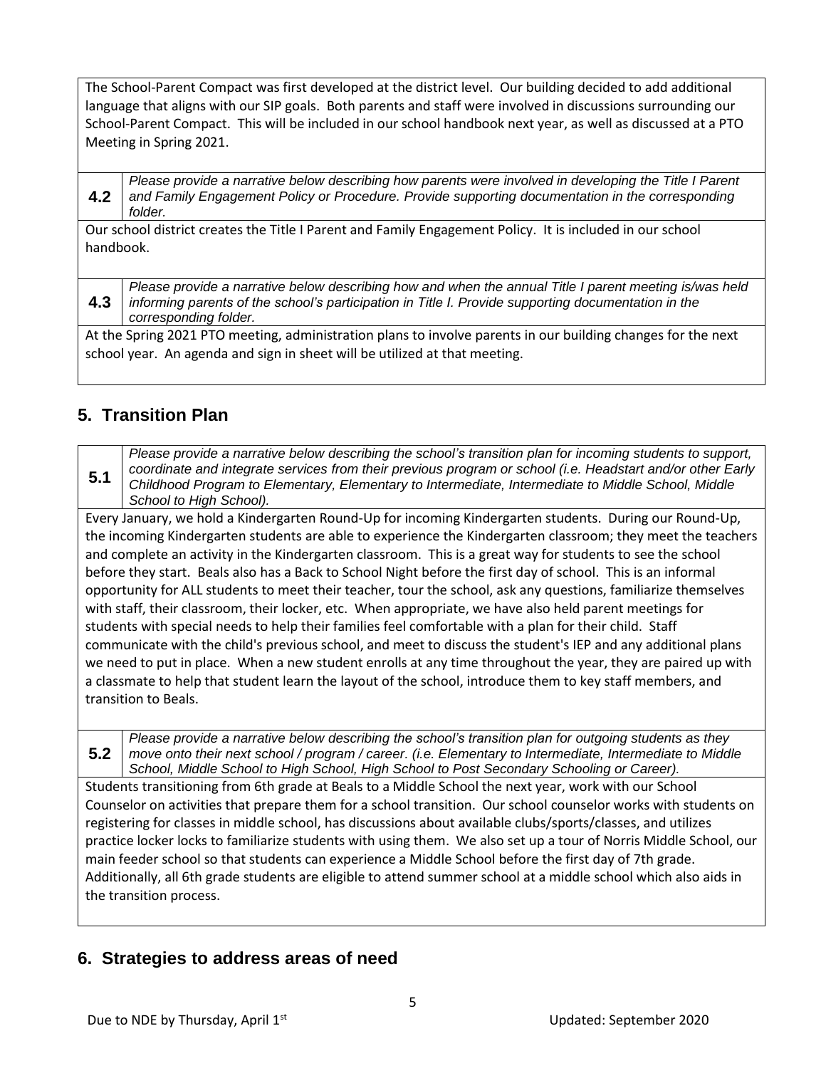The School-Parent Compact was first developed at the district level. Our building decided to add additional language that aligns with our SIP goals. Both parents and staff were involved in discussions surrounding our School-Parent Compact. This will be included in our school handbook next year, as well as discussed at a PTO Meeting in Spring 2021.

**4.2** *Please provide a narrative below describing how parents were involved in developing the Title I Parent and Family Engagement Policy or Procedure. Provide supporting documentation in the corresponding folder.*

Our school district creates the Title I Parent and Family Engagement Policy. It is included in our school handbook.

**4.3** *Please provide a narrative below describing how and when the annual Title I parent meeting is/was held informing parents of the school's participation in Title I. Provide supporting documentation in the corresponding folder.*

At the Spring 2021 PTO meeting, administration plans to involve parents in our building changes for the next school year. An agenda and sign in sheet will be utilized at that meeting.

## 5. Transition Plan

**5.1** *Please provide a narrative below describing the school's transition plan for incoming students to support, coordinate and integrate services from their previous program or school (i.e. Headstart and/or other Early Childhood Program to Elementary, Elementary to Intermediate, Intermediate to Middle School, Middle School to High School).*

Every January, we hold a Kindergarten Round-Up for incoming Kindergarten students. During our Round-Up, the incoming Kindergarten students are able to experience the Kindergarten classroom; they meet the teachers and complete an activity in the Kindergarten classroom. This is a great way for students to see the school before they start. Beals also has a Back to School Night before the first day of school. This is an informal opportunity for ALL students to meet their teacher, tour the school, ask any questions, familiarize themselves with staff, their classroom, their locker, etc. When appropriate, we have also held parent meetings for students with special needs to help their families feel comfortable with a plan for their child. Staff communicate with the child's previous school, and meet to discuss the student's IEP and any additional plans we need to put in place. When a new student enrolls at any time throughout the year, they are paired up with a classmate to help that student learn the layout of the school, introduce them to key staff members, and transition to Beals.

**5.2** *Please provide a narrative below describing the school's transition plan for outgoing students as they move onto their next school / program / career. (i.e. Elementary to Intermediate, Intermediate to Middle School, Middle School to High School, High School to Post Secondary Schooling or Career).*

Students transitioning from 6th grade at Beals to a Middle School the next year, work with our School Counselor on activities that prepare them for a school transition. Our school counselor works with students on registering for classes in middle school, has discussions about available clubs/sports/classes, and utilizes practice locker locks to familiarize students with using them. We also set up a tour of Norris Middle School, our main feeder school so that students can experience a Middle School before the first day of 7th grade. Additionally, all 6th grade students are eligible to attend summer school at a middle school which also aids in the transition process.

## 6. Strategies to address areas of need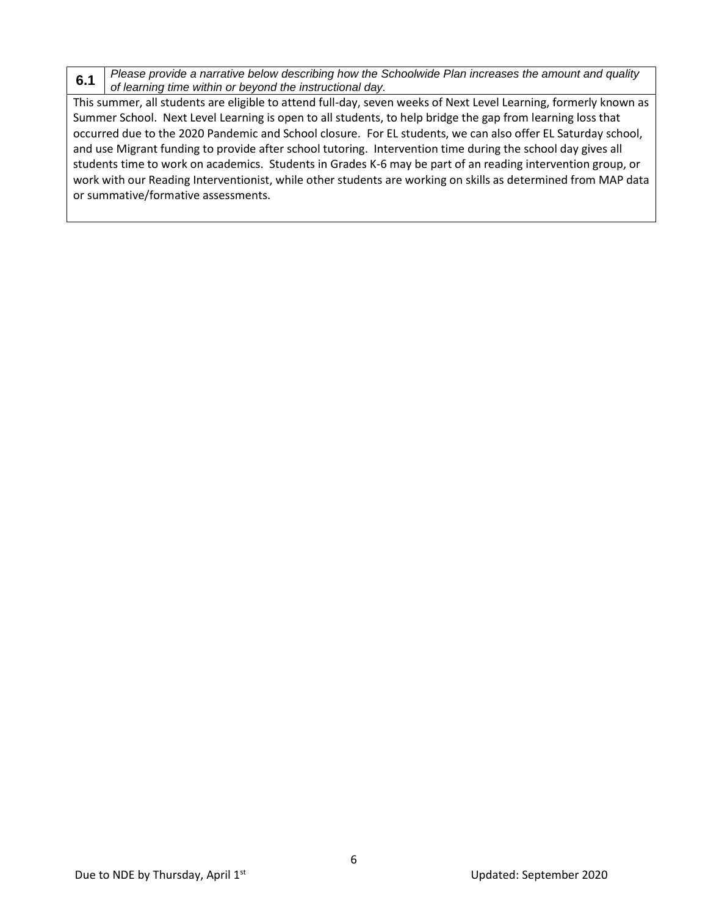| 6.1 | *Please provide a narrative below describing how the Schoolwide Plan increases the amount and quality of learning time within or beyond the instructional day.* |
|---|---|

This summer, all students are eligible to attend full-day, seven weeks of Next Level Learning, formerly known as Summer School. Next Level Learning is open to all students, to help bridge the gap from learning loss that occurred due to the 2020 Pandemic and School closure. For EL students, we can also offer EL Saturday school, and use Migrant funding to provide after school tutoring. Intervention time during the school day gives all students time to work on academics. Students in Grades K-6 may be part of an reading intervention group, or work with our Reading Interventionist, while other students are working on skills as determined from MAP data or summative/formative assessments.